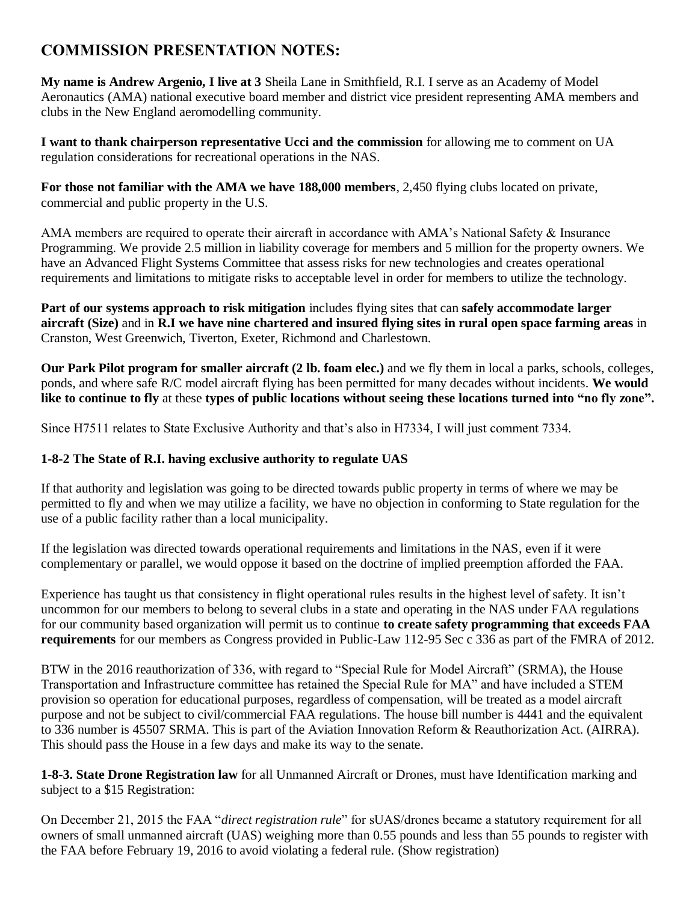## COMMISSION PRESENTATION NOTES:

**My name is Andrew Argenio, I live at 3** Sheila Lane in Smithfield, R.I. I serve as an Academy of Model Aeronautics (AMA) national executive board member and district vice president representing AMA members and clubs in the New England aeromodelling community.

**I want to thank chairperson representative Ucci and the commission** for allowing me to comment on UA regulation considerations for recreational operations in the NAS.

**For those not familiar with the AMA we have 188,000 members**, 2,450 flying clubs located on private, commercial and public property in the U.S.

AMA members are required to operate their aircraft in accordance with AMA's National Safety & Insurance Programming. We provide 2.5 million in liability coverage for members and 5 million for the property owners. We have an Advanced Flight Systems Committee that assess risks for new technologies and creates operational requirements and limitations to mitigate risks to acceptable level in order for members to utilize the technology.

**Part of our systems approach to risk mitigation** includes flying sites that can **safely accommodate larger aircraft (Size)** and in **R.I we have nine chartered and insured flying sites in rural open space farming areas** in Cranston, West Greenwich, Tiverton, Exeter, Richmond and Charlestown.

**Our Park Pilot program for smaller aircraft (2 lb. foam elec.)** and we fly them in local a parks, schools, colleges, ponds, and where safe R/C model aircraft flying has been permitted for many decades without incidents. **We would like to continue to fly** at these **types of public locations without seeing these locations turned into "no fly zone".**

Since H7511 relates to State Exclusive Authority and that's also in H7334, I will just comment 7334.

**1-8-2 The State of R.I. having exclusive authority to regulate UAS**

If that authority and legislation was going to be directed towards public property in terms of where we may be permitted to fly and when we may utilize a facility, we have no objection in conforming to State regulation for the use of a public facility rather than a local municipality.

If the legislation was directed towards operational requirements and limitations in the NAS, even if it were complementary or parallel, we would oppose it based on the doctrine of implied preemption afforded the FAA.

Experience has taught us that consistency in flight operational rules results in the highest level of safety. It isn't uncommon for our members to belong to several clubs in a state and operating in the NAS under FAA regulations for our community based organization will permit us to continue **to create safety programming that exceeds FAA requirements** for our members as Congress provided in Public-Law 112-95 Sec c 336 as part of the FMRA of 2012.

BTW in the 2016 reauthorization of 336, with regard to "Special Rule for Model Aircraft" (SRMA), the House Transportation and Infrastructure committee has retained the Special Rule for MA" and have included a STEM provision so operation for educational purposes, regardless of compensation, will be treated as a model aircraft purpose and not be subject to civil/commercial FAA regulations. The house bill number is 4441 and the equivalent to 336 number is 45507 SRMA. This is part of the Aviation Innovation Reform & Reauthorization Act. (AIRRA). This should pass the House in a few days and make its way to the senate.

**1-8-3. State Drone Registration law** for all Unmanned Aircraft or Drones, must have Identification marking and subject to a $15 Registration:

On December 21, 2015 the FAA "*direct registration rule*" for sUAS/drones became a statutory requirement for all owners of small unmanned aircraft (UAS) weighing more than 0.55 pounds and less than 55 pounds to register with the FAA before February 19, 2016 to avoid violating a federal rule. (Show registration)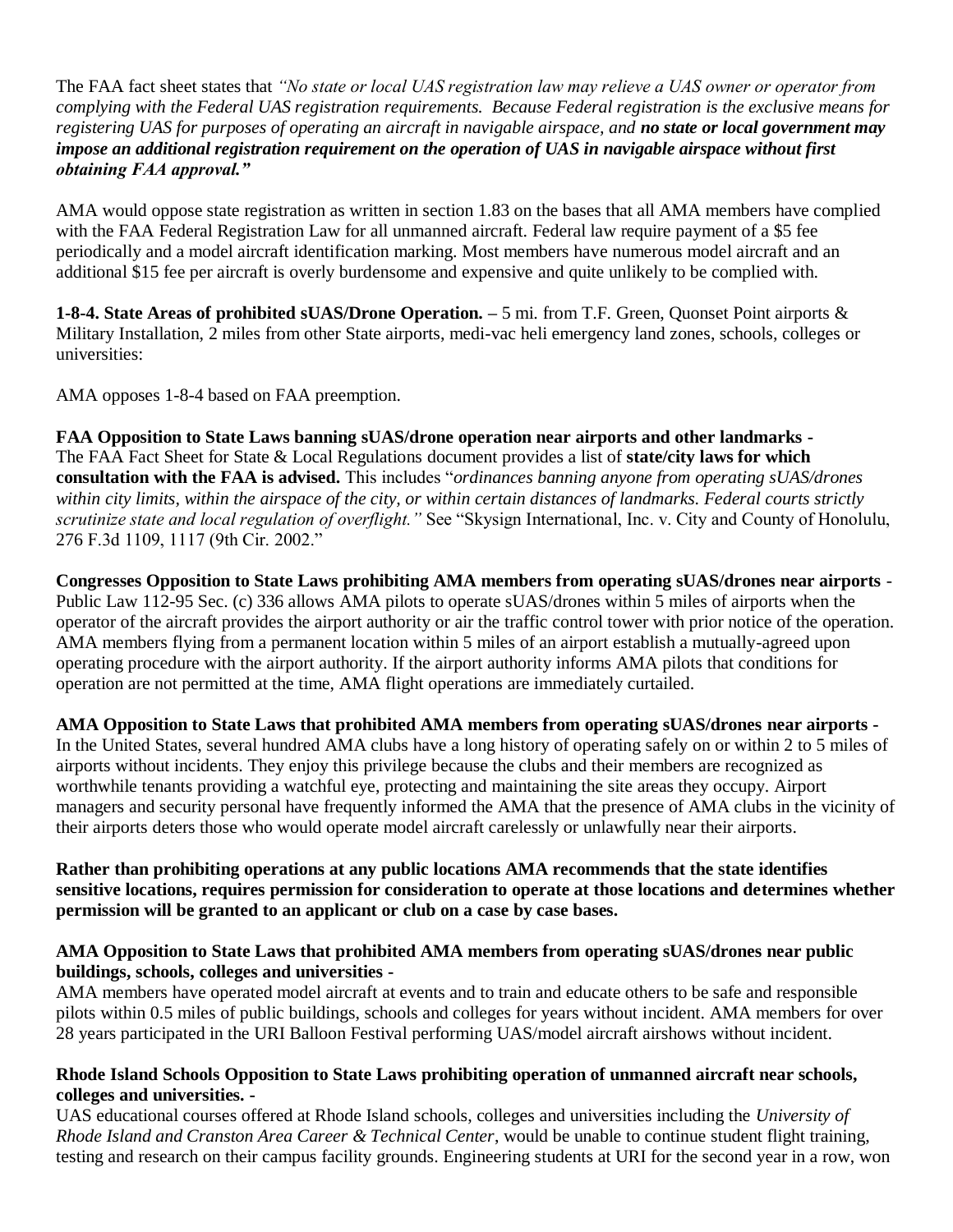The FAA fact sheet states that *"No state or local UAS registration law may relieve a UAS owner or operator from complying with the Federal UAS registration requirements. Because Federal registration is the exclusive means for registering UAS for purposes of operating an aircraft in navigable airspace, and* ***no state or local government may impose an additional registration requirement on the operation of UAS in navigable airspace without first obtaining FAA approval."***

AMA would oppose state registration as written in section 1.83 on the bases that all AMA members have complied with the FAA Federal Registration Law for all unmanned aircraft. Federal law require payment of a $5 fee periodically and a model aircraft identification marking. Most members have numerous model aircraft and an additional $15 fee per aircraft is overly burdensome and expensive and quite unlikely to be complied with.

**1-8-4. State Areas of prohibited sUAS/Drone Operation. –** 5 mi. from T.F. Green, Quonset Point airports & Military Installation, 2 miles from other State airports, medi-vac heli emergency land zones, schools, colleges or universities:

AMA opposes 1-8-4 based on FAA preemption.

**FAA Opposition to State Laws banning sUAS/drone operation near airports and other landmarks -** The FAA Fact Sheet for State & Local Regulations document provides a list of **state/city laws for which consultation with the FAA is advised.** This includes "*ordinances banning anyone from operating sUAS/drones within city limits, within the airspace of the city, or within certain distances of landmarks. Federal courts strictly scrutinize state and local regulation of overflight."* See "Skysign International, Inc. v. City and County of Honolulu, 276 F.3d 1109, 1117 (9th Cir. 2002."

**Congresses Opposition to State Laws prohibiting AMA members from operating sUAS/drones near airports** - Public Law 112-95 Sec. (c) 336 allows AMA pilots to operate sUAS/drones within 5 miles of airports when the operator of the aircraft provides the airport authority or air the traffic control tower with prior notice of the operation. AMA members flying from a permanent location within 5 miles of an airport establish a mutually-agreed upon operating procedure with the airport authority. If the airport authority informs AMA pilots that conditions for operation are not permitted at the time, AMA flight operations are immediately curtailed.

**AMA Opposition to State Laws that prohibited AMA members from operating sUAS/drones near airports -** In the United States, several hundred AMA clubs have a long history of operating safely on or within 2 to 5 miles of airports without incidents. They enjoy this privilege because the clubs and their members are recognized as worthwhile tenants providing a watchful eye, protecting and maintaining the site areas they occupy. Airport managers and security personal have frequently informed the AMA that the presence of AMA clubs in the vicinity of their airports deters those who would operate model aircraft carelessly or unlawfully near their airports.

**Rather than prohibiting operations at any public locations AMA recommends that the state identifies sensitive locations, requires permission for consideration to operate at those locations and determines whether permission will be granted to an applicant or club on a case by case bases.**

**AMA Opposition to State Laws that prohibited AMA members from operating sUAS/drones near public buildings, schools, colleges and universities -**

AMA members have operated model aircraft at events and to train and educate others to be safe and responsible pilots within 0.5 miles of public buildings, schools and colleges for years without incident. AMA members for over 28 years participated in the URI Balloon Festival performing UAS/model aircraft airshows without incident.

**Rhode Island Schools Opposition to State Laws prohibiting operation of unmanned aircraft near schools, colleges and universities. -**

UAS educational courses offered at Rhode Island schools, colleges and universities including the *University of Rhode Island and Cranston Area Career & Technical Center*, would be unable to continue student flight training, testing and research on their campus facility grounds. Engineering students at URI for the second year in a row, won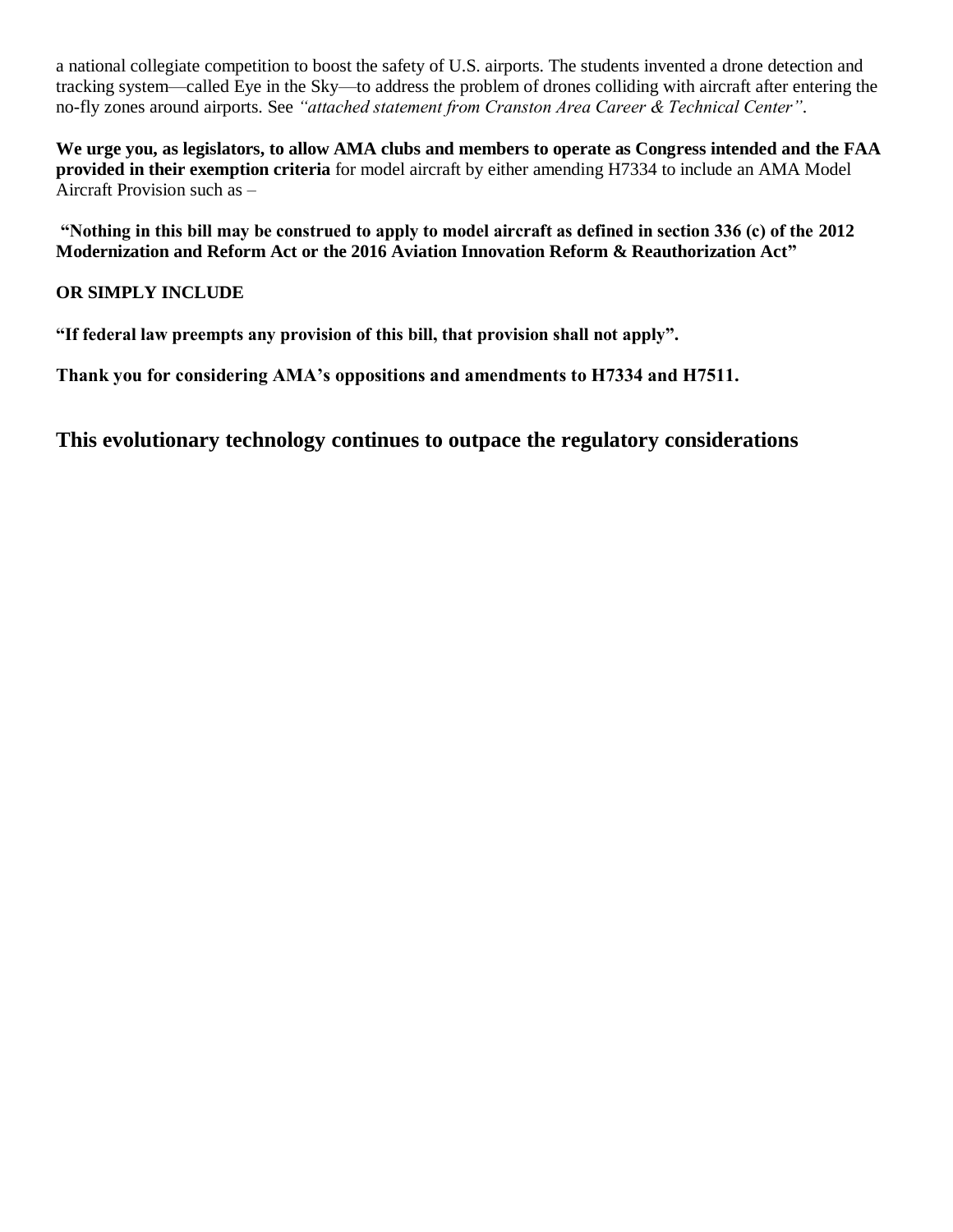a national collegiate competition to boost the safety of U.S. airports. The students invented a drone detection and tracking system—called Eye in the Sky—to address the problem of drones colliding with aircraft after entering the no-fly zones around airports. See *"attached statement from Cranston Area Career & Technical Center"*.

**We urge you, as legislators, to allow AMA clubs and members to operate as Congress intended and the FAA provided in their exemption criteria** for model aircraft by either amending H7334 to include an AMA Model Aircraft Provision such as –

**"Nothing in this bill may be construed to apply to model aircraft as defined in section 336 (c) of the 2012 Modernization and Reform Act or the 2016 Aviation Innovation Reform & Reauthorization Act"**

**OR SIMPLY INCLUDE**

**"If federal law preempts any provision of this bill, that provision shall not apply".**

**Thank you for considering AMA's oppositions and amendments to H7334 and H7511.**

## This evolutionary technology continues to outpace the regulatory considerations